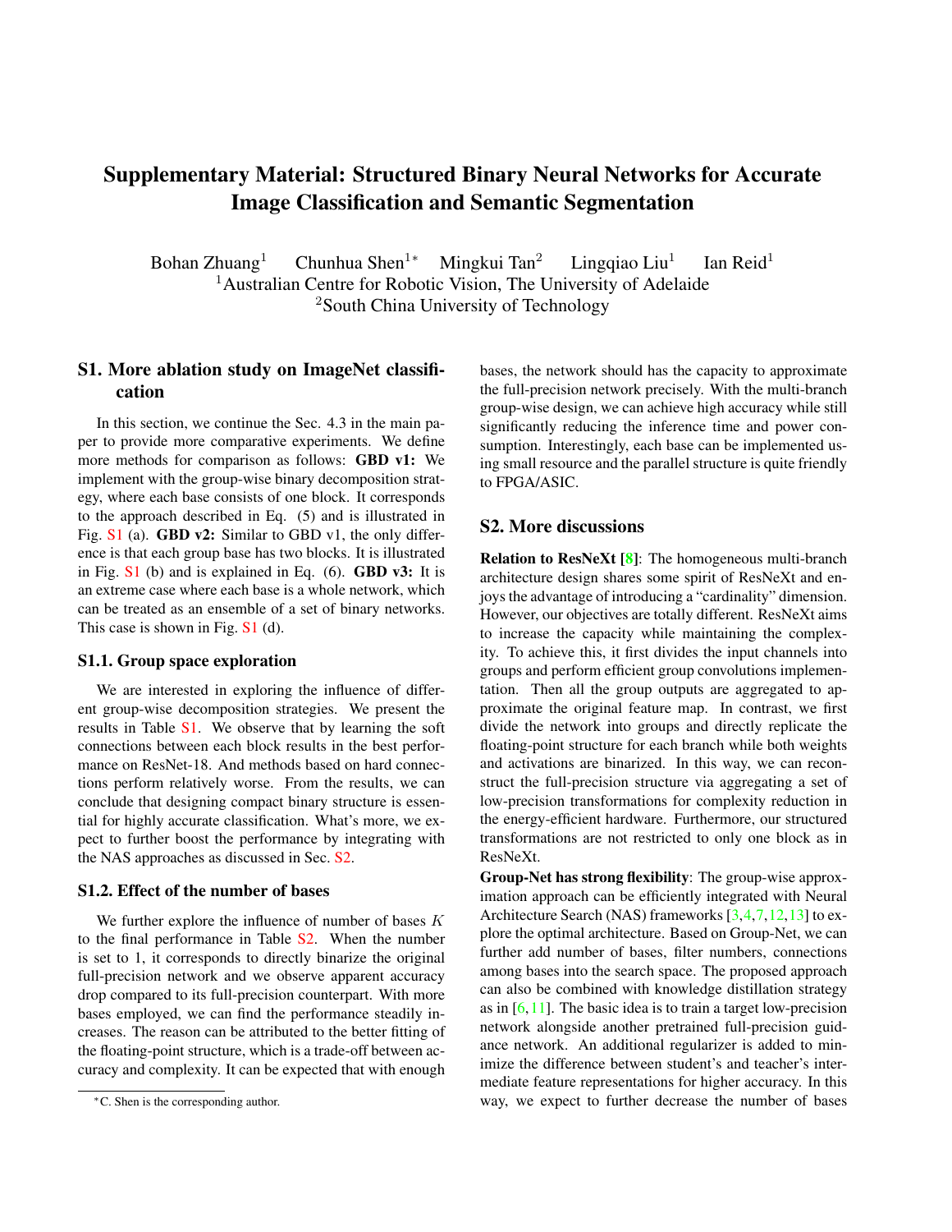# Supplementary Material: Structured Binary Neural Networks for Accurate Image Classification and Semantic Segmentation

Bohan Zhuang[1] Chunhua Shen[1*] Mingkui Tan[2] Lingqiao Liu[1] Ian Reid[1]

[1]Australian Centre for Robotic Vision, The University of Adelaide

[2]South China University of Technology

## S1. More ablation study on ImageNet classification

In this section, we continue the Sec. 4.3 in the main paper to provide more comparative experiments. We define more methods for comparison as follows: **GBD v1:** We implement with the group-wise binary decomposition strategy, where each base consists of one block. It corresponds to the approach described in Eq. (5) and is illustrated in Fig. S1 (a). **GBD v2:** Similar to GBD v1, the only difference is that each group base has two blocks. It is illustrated in Fig. S1 (b) and is explained in Eq. (6). **GBD v3:** It is an extreme case where each base is a whole network, which can be treated as an ensemble of a set of binary networks. This case is shown in Fig. S1 (d).

### S1.1. Group space exploration

We are interested in exploring the influence of different group-wise decomposition strategies. We present the results in Table S1. We observe that by learning the soft connections between each block results in the best performance on ResNet-18. And methods based on hard connections perform relatively worse. From the results, we can conclude that designing compact binary structure is essential for highly accurate classification. What's more, we expect to further boost the performance by integrating with the NAS approaches as discussed in Sec. S2.

### S1.2. Effect of the number of bases

We further explore the influence of number of bases $K$ to the final performance in Table S2. When the number is set to 1, it corresponds to directly binarize the original full-precision network and we observe apparent accuracy drop compared to its full-precision counterpart. With more bases employed, we can find the performance steadily increases. The reason can be attributed to the better fitting of the floating-point structure, which is a trade-off between accuracy and complexity. It can be expected that with enough bases, the network should has the capacity to approximate the full-precision network precisely. With the multi-branch group-wise design, we can achieve high accuracy while still significantly reducing the inference time and power consumption. Interestingly, each base can be implemented using small resource and the parallel structure is quite friendly to FPGA/ASIC.

## S2. More discussions

**Relation to ResNeXt [8]**: The homogeneous multi-branch architecture design shares some spirit of ResNeXt and enjoys the advantage of introducing a "cardinality" dimension. However, our objectives are totally different. ResNeXt aims to increase the capacity while maintaining the complexity. To achieve this, it first divides the input channels into groups and perform efficient group convolutions implementation. Then all the group outputs are aggregated to approximate the original feature map. In contrast, we first divide the network into groups and directly replicate the floating-point structure for each branch while both weights and activations are binarized. In this way, we can reconstruct the full-precision structure via aggregating a set of low-precision transformations for complexity reduction in the energy-efficient hardware. Furthermore, our structured transformations are not restricted to only one block as in ResNeXt.

**Group-Net has strong flexibility**: The group-wise approximation approach can be efficiently integrated with Neural Architecture Search (NAS) frameworks [3,4,7,12,13] to explore the optimal architecture. Based on Group-Net, we can further add number of bases, filter numbers, connections among bases into the search space. The proposed approach can also be combined with knowledge distillation strategy as in [6,11]. The basic idea is to train a target low-precision network alongside another pretrained full-precision guidance network. An additional regularizer is added to minimize the difference between student's and teacher's intermediate feature representations for higher accuracy. In this way, we expect to further decrease the number of bases

*C. Shen is the corresponding author.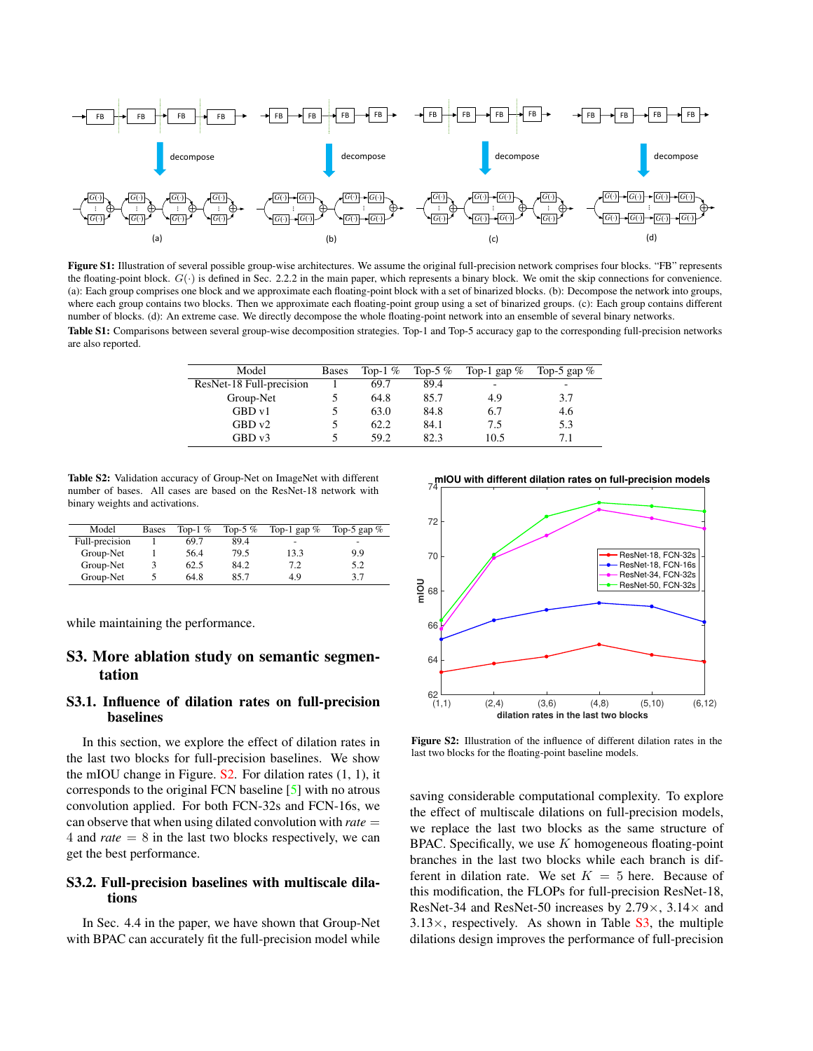**Figure S1:** Illustration of several possible group-wise architectures. We assume the original full-precision network comprises four blocks. "FB" represents the floating-point block. $G(\cdot)$ is defined in Sec. 2.2.2 in the main paper, which represents a binary block. We omit the skip connections for convenience. (a): Each group comprises one block and we approximate each floating-point block with a set of binarized blocks. (b): Decompose the network into groups, where each group contains two blocks. Then we approximate each floating-point group using a set of binarized groups. (c): Each group contains different number of blocks. (d): An extreme case. We directly decompose the whole floating-point network into an ensemble of several binary networks.

**Table S1:** Comparisons between several group-wise decomposition strategies. Top-1 and Top-5 accuracy gap to the corresponding full-precision networks are also reported.

| Model | Bases | Top-1 % | Top-5 % | Top-1 gap % | Top-5 gap % |
|---|---|---|---|---|---|
| ResNet-18 Full-precision | 1 | 69.7 | 89.4 | - | - |
| Group-Net | 5 | 64.8 | 85.7 | 4.9 | 3.7 |
| GBD v1 | 5 | 63.0 | 84.8 | 6.7 | 4.6 |
| GBD v2 | 5 | 62.2 | 84.1 | 7.5 | 5.3 |
| GBD v3 | 5 | 59.2 | 82.3 | 10.5 | 7.1 |

**Table S2:** Validation accuracy of Group-Net on ImageNet with different number of bases. All cases are based on the ResNet-18 network with binary weights and activations.

| Model | Bases | Top-1 % | Top-5 % | Top-1 gap % | Top-5 gap % |
|---|---|---|---|---|---|
| Full-precision | 1 | 69.7 | 89.4 | - | - |
| Group-Net | 1 | 56.4 | 79.5 | 13.3 | 9.9 |
| Group-Net | 3 | 62.5 | 84.2 | 7.2 | 5.2 |
| Group-Net | 5 | 64.8 | 85.7 | 4.9 | 3.7 |

while maintaining the performance.

## S3. More ablation study on semantic segmentation

### S3.1. Influence of dilation rates on full-precision baselines

In this section, we explore the effect of dilation rates in the last two blocks for full-precision baselines. We show the mIOU change in Figure. S2. For dilation rates (1, 1), it corresponds to the original FCN baseline [5] with no atrous convolution applied. For both FCN-32s and FCN-16s, we can observe that when using dilated convolution with *rate* $= 4$ and *rate* $= 8$ in the last two blocks respectively, we can get the best performance.

### S3.2. Full-precision baselines with multiscale dilations

In Sec. 4.4 in the paper, we have shown that Group-Net with BPAC can accurately fit the full-precision model while saving considerable computational complexity. To explore the effect of multiscale dilations on full-precision models, we replace the last two blocks as the same structure of BPAC. Specifically, we use $K$ homogeneous floating-point branches in the last two blocks while each branch is different in dilation rate. We set $K = 5$ here. Because of this modification, the FLOPs for full-precision ResNet-18, ResNet-34 and ResNet-50 increases by $2.79\times$, $3.14\times$ and $3.13\times$, respectively. As shown in Table S3, the multiple dilations design improves the performance of full-precision

**Figure S2:** Illustration of the influence of different dilation rates in the last two blocks for the floating-point baseline models.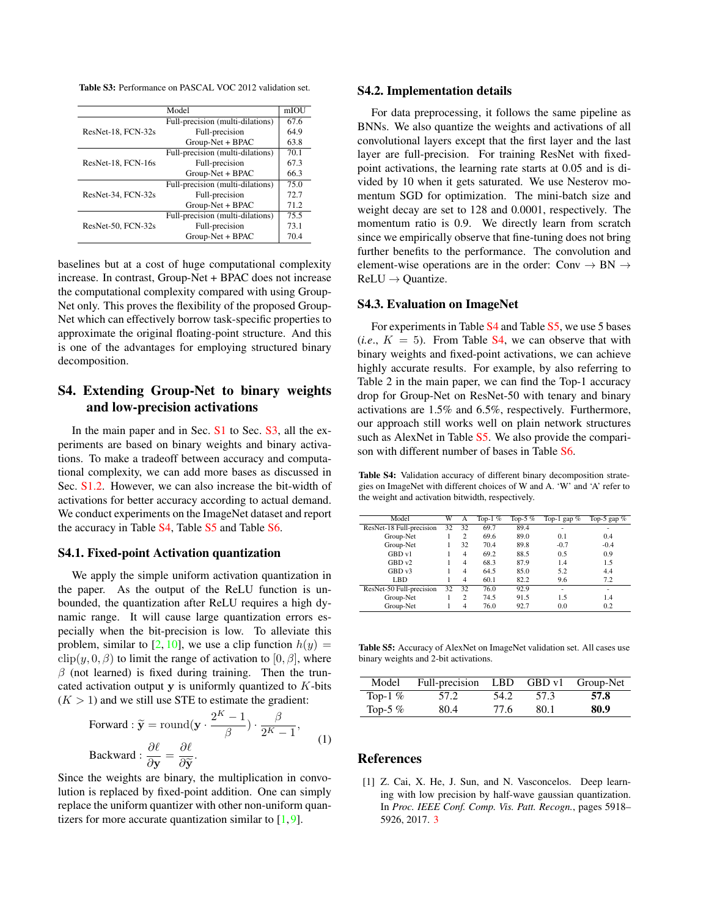**Table S3:** Performance on PASCAL VOC 2012 validation set.

| Model | | mIOU |
|---|---|---|
| ResNet-18, FCN-32s | Full-precision (multi-dilations) | 67.6 |
| | Full-precision | 64.9 |
| | Group-Net + BPAC | 63.8 |
| ResNet-18, FCN-16s | Full-precision (multi-dilations) | 70.1 |
| | Full-precision | 67.3 |
| | Group-Net + BPAC | 66.3 |
| ResNet-34, FCN-32s | Full-precision (multi-dilations) | 75.0 |
| | Full-precision | 72.7 |
| | Group-Net + BPAC | 71.2 |
| ResNet-50, FCN-32s | Full-precision (multi-dilations) | 75.5 |
| | Full-precision | 73.1 |
| | Group-Net + BPAC | 70.4 |

baselines but at a cost of huge computational complexity increase. In contrast, Group-Net + BPAC does not increase the computational complexity compared with using Group-Net only. This proves the flexibility of the proposed Group-Net which can effectively borrow task-specific properties to approximate the original floating-point structure. And this is one of the advantages for employing structured binary decomposition.

## S4. Extending Group-Net to binary weights and low-precision activations

In the main paper and in Sec. S1 to Sec. S3, all the experiments are based on binary weights and binary activations. To make a tradeoff between accuracy and computational complexity, we can add more bases as discussed in Sec. S1.2. However, we can also increase the bit-width of activations for better accuracy according to actual demand. We conduct experiments on the ImageNet dataset and report the accuracy in Table S4, Table S5 and Table S6.

### S4.1. Fixed-point Activation quantization

We apply the simple uniform activation quantization in the paper. As the output of the ReLU function is unbounded, the quantization after ReLU requires a high dynamic range. It will cause large quantization errors especially when the bit-precision is low. To alleviate this problem, similar to [2, 10], we use a clip function $h(y) = \text{clip}(y, 0, \beta)$ to limit the range of activation to $[0, \beta]$, where $\beta$ (not learned) is fixed during training. Then the truncated activation output $\mathbf{y}$ is uniformly quantized to $K$-bits ($K > 1$) and we still use STE to estimate the gradient:

$$
\begin{aligned}
\text{Forward}: \widetilde{\mathbf{y}} &= \text{round}(\mathbf{y} \cdot \frac{2^K - 1}{\beta}) \cdot \frac{\beta}{2^K - 1}, \\
\text{Backward}: \frac{\partial \ell}{\partial \mathbf{y}} &= \frac{\partial \ell}{\partial \widetilde{\mathbf{y}}}.
\end{aligned}
\tag{1}
$$

Since the weights are binary, the multiplication in convolution is replaced by fixed-point addition. One can simply replace the uniform quantizer with other non-uniform quantizers for more accurate quantization similar to [1, 9].

### S4.2. Implementation details

For data preprocessing, it follows the same pipeline as BNNs. We also quantize the weights and activations of all convolutional layers except that the first layer and the last layer are full-precision. For training ResNet with fixed-point activations, the learning rate starts at 0.05 and is divided by 10 when it gets saturated. We use Nesterov momentum SGD for optimization. The mini-batch size and weight decay are set to 128 and 0.0001, respectively. The momentum ratio is 0.9. We directly learn from scratch since we empirically observe that fine-tuning does not bring further benefits to the performance. The convolution and element-wise operations are in the order: Conv → BN → ReLU → Quantize.

### S4.3. Evaluation on ImageNet

For experiments in Table S4 and Table S5, we use 5 bases (*i.e.*, $K = 5$). From Table S4, we can observe that with binary weights and fixed-point activations, we can achieve highly accurate results. For example, by also referring to Table 2 in the main paper, we can find the Top-1 accuracy drop for Group-Net on ResNet-50 with tenary and binary activations are 1.5% and 6.5%, respectively. Furthermore, our approach still works well on plain network structures such as AlexNet in Table S5. We also provide the comparison with different number of bases in Table S6.

**Table S4:** Validation accuracy of different binary decomposition strategies on ImageNet with different choices of W and A. 'W' and 'A' refer to the weight and activation bitwidth, respectively.

| Model | W | A | Top-1 % | Top-5 % | Top-1 gap % | Top-5 gap % |
|---|---|---|---|---|---|---|
| ResNet-18 Full-precision | 32 | 32 | 69.7 | 89.4 | - | - |
| Group-Net | 1 | 2 | 69.6 | 89.0 | 0.1 | 0.4 |
| Group-Net | 1 | 32 | 70.4 | 89.8 | -0.7 | -0.4 |
| GBD v1 | 1 | 4 | 69.2 | 88.5 | 0.5 | 0.9 |
| GBD v2 | 1 | 4 | 68.3 | 87.9 | 1.4 | 1.5 |
| GBD v3 | 1 | 4 | 64.5 | 85.0 | 5.2 | 4.4 |
| LBD | 1 | 4 | 60.1 | 82.2 | 9.6 | 7.2 |
| ResNet-50 Full-precision | 32 | 32 | 76.0 | 92.9 | - | - |
| Group-Net | 1 | 2 | 74.5 | 91.5 | 1.5 | 1.4 |
| Group-Net | 1 | 4 | 76.0 | 92.7 | 0.0 | 0.2 |

**Table S5:** Accuracy of AlexNet on ImageNet validation set. All cases use binary weights and 2-bit activations.

| Model | Full-precision | LBD | GBD v1 | Group-Net |
|---|---|---|---|---|
| Top-1 % | 57.2 | 54.2 | 57.3 | **57.8** |
| Top-5 % | 80.4 | 77.6 | 80.1 | **80.9** |

## References

[1] Z. Cai, X. He, J. Sun, and N. Vasconcelos. Deep learning with low precision by half-wave gaussian quantization. In *Proc. IEEE Conf. Comp. Vis. Patt. Recogn.*, pages 5918–5926, 2017. 3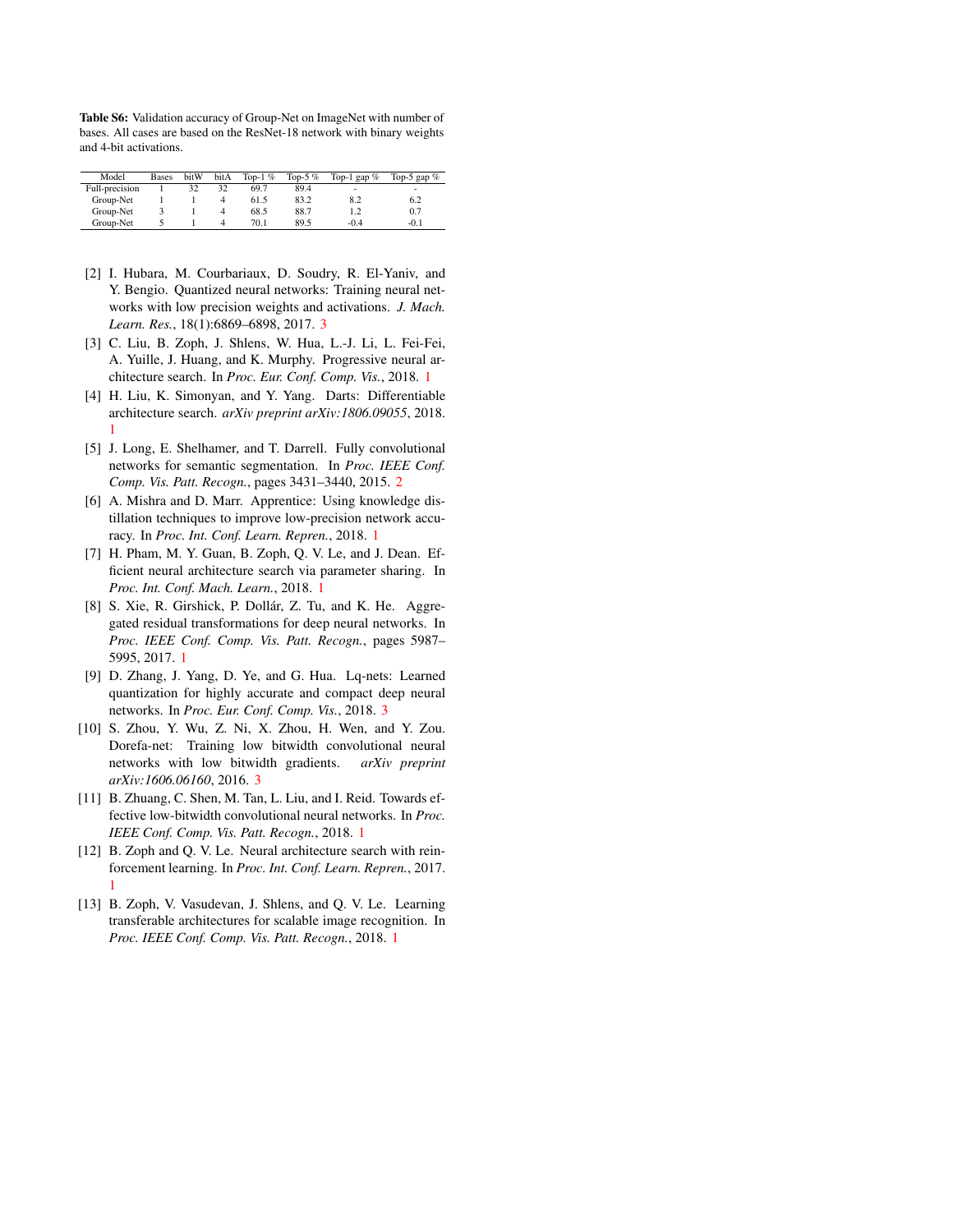**Table S6:** Validation accuracy of Group-Net on ImageNet with number of bases. All cases are based on the ResNet-18 network with binary weights and 4-bit activations.

| Model | Bases | bitW | bitA | Top-1 % | Top-5 % | Top-1 gap % | Top-5 gap % |
|---|---|---|---|---|---|---|---|
| Full-precision | 1 | 32 | 32 | 69.7 | 89.4 | - | - |
| Group-Net | 1 | 1 | 4 | 61.5 | 83.2 | 8.2 | 6.2 |
| Group-Net | 3 | 1 | 4 | 68.5 | 88.7 | 1.2 | 0.7 |
| Group-Net | 5 | 1 | 4 | 70.1 | 89.5 | -0.4 | -0.1 |

[2] I. Hubara, M. Courbariaux, D. Soudry, R. El-Yaniv, and Y. Bengio. Quantized neural networks: Training neural networks with low precision weights and activations. *J. Mach. Learn. Res.*, 18(1):6869–6898, 2017. 3

[3] C. Liu, B. Zoph, J. Shlens, W. Hua, L.-J. Li, L. Fei-Fei, A. Yuille, J. Huang, and K. Murphy. Progressive neural architecture search. In *Proc. Eur. Conf. Comp. Vis.*, 2018. 1

[4] H. Liu, K. Simonyan, and Y. Yang. Darts: Differentiable architecture search. *arXiv preprint arXiv:1806.09055*, 2018. 1

[5] J. Long, E. Shelhamer, and T. Darrell. Fully convolutional networks for semantic segmentation. In *Proc. IEEE Conf. Comp. Vis. Patt. Recogn.*, pages 3431–3440, 2015. 2

[6] A. Mishra and D. Marr. Apprentice: Using knowledge distillation techniques to improve low-precision network accuracy. In *Proc. Int. Conf. Learn. Repren.*, 2018. 1

[7] H. Pham, M. Y. Guan, B. Zoph, Q. V. Le, and J. Dean. Efficient neural architecture search via parameter sharing. In *Proc. Int. Conf. Mach. Learn.*, 2018. 1

[8] S. Xie, R. Girshick, P. Dollár, Z. Tu, and K. He. Aggregated residual transformations for deep neural networks. In *Proc. IEEE Conf. Comp. Vis. Patt. Recogn.*, pages 5987–5995, 2017. 1

[9] D. Zhang, J. Yang, D. Ye, and G. Hua. Lq-nets: Learned quantization for highly accurate and compact deep neural networks. In *Proc. Eur. Conf. Comp. Vis.*, 2018. 3

[10] S. Zhou, Y. Wu, Z. Ni, X. Zhou, H. Wen, and Y. Zou. Dorefa-net: Training low bitwidth convolutional neural networks with low bitwidth gradients. *arXiv preprint arXiv:1606.06160*, 2016. 3

[11] B. Zhuang, C. Shen, M. Tan, L. Liu, and I. Reid. Towards effective low-bitwidth convolutional neural networks. In *Proc. IEEE Conf. Comp. Vis. Patt. Recogn.*, 2018. 1

[12] B. Zoph and Q. V. Le. Neural architecture search with reinforcement learning. In *Proc. Int. Conf. Learn. Repren.*, 2017. 1

[13] B. Zoph, V. Vasudevan, J. Shlens, and Q. V. Le. Learning transferable architectures for scalable image recognition. In *Proc. IEEE Conf. Comp. Vis. Patt. Recogn.*, 2018. 1